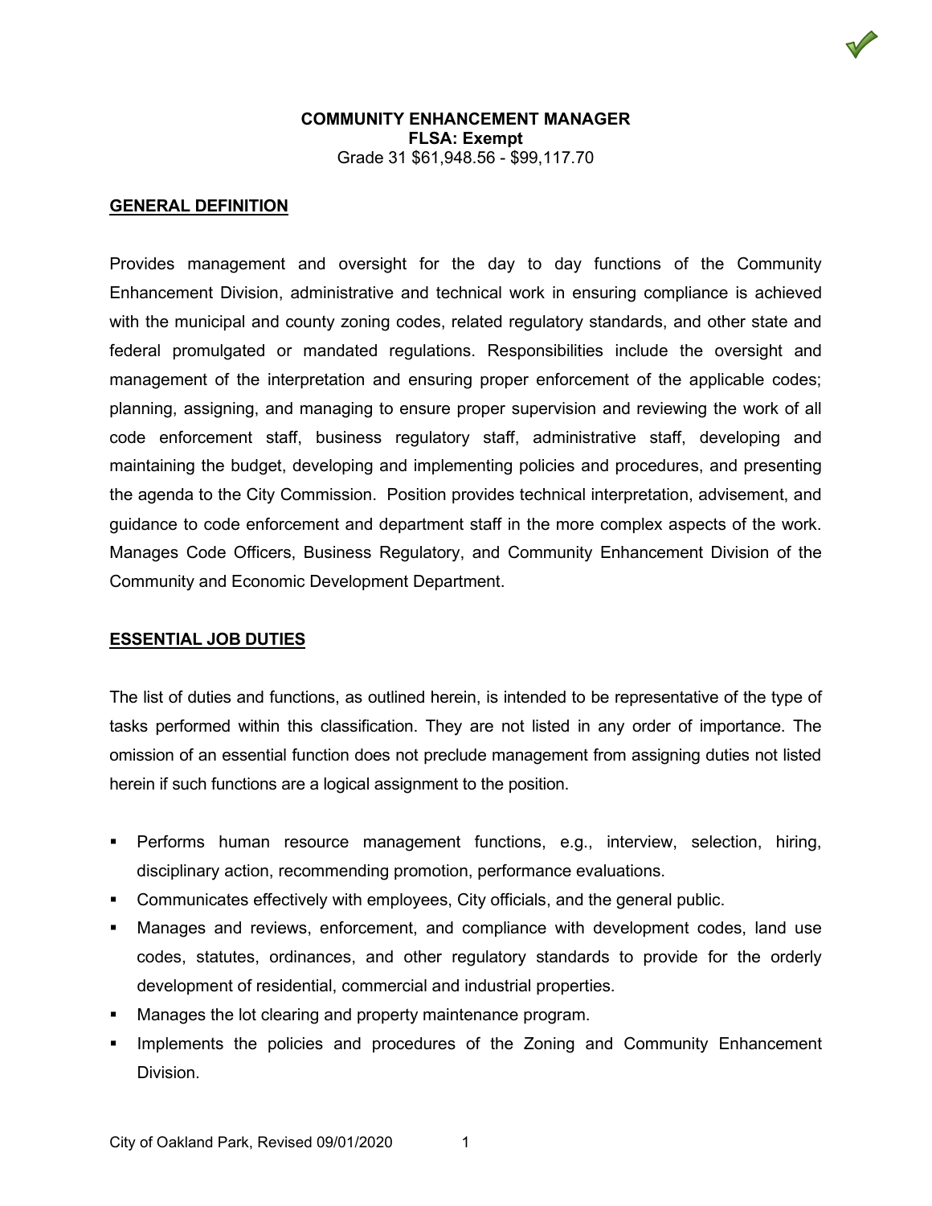**COMMUNITY ENHANCEMENT MANAGER**
**FLSA: Exempt**
Grade 31 $61,948.56 - $99,117.70

## GENERAL DEFINITION

Provides management and oversight for the day to day functions of the Community Enhancement Division, administrative and technical work in ensuring compliance is achieved with the municipal and county zoning codes, related regulatory standards, and other state and federal promulgated or mandated regulations. Responsibilities include the oversight and management of the interpretation and ensuring proper enforcement of the applicable codes; planning, assigning, and managing to ensure proper supervision and reviewing the work of all code enforcement staff, business regulatory staff, administrative staff, developing and maintaining the budget, developing and implementing policies and procedures, and presenting the agenda to the City Commission. Position provides technical interpretation, advisement, and guidance to code enforcement and department staff in the more complex aspects of the work. Manages Code Officers, Business Regulatory, and Community Enhancement Division of the Community and Economic Development Department.

## ESSENTIAL JOB DUTIES

The list of duties and functions, as outlined herein, is intended to be representative of the type of tasks performed within this classification. They are not listed in any order of importance. The omission of an essential function does not preclude management from assigning duties not listed herein if such functions are a logical assignment to the position.

- Performs human resource management functions, e.g., interview, selection, hiring, disciplinary action, recommending promotion, performance evaluations.
- Communicates effectively with employees, City officials, and the general public.
- Manages and reviews, enforcement, and compliance with development codes, land use codes, statutes, ordinances, and other regulatory standards to provide for the orderly development of residential, commercial and industrial properties.
- Manages the lot clearing and property maintenance program.
- Implements the policies and procedures of the Zoning and Community Enhancement Division.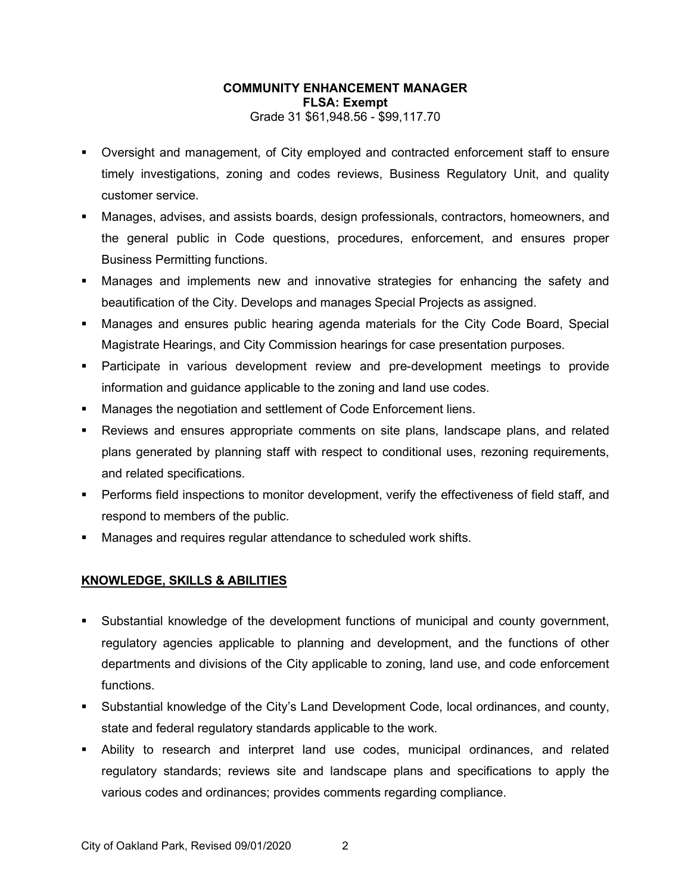**COMMUNITY ENHANCEMENT MANAGER**
**FLSA: Exempt**
Grade 31 $61,948.56 - $99,117.70

- Oversight and management, of City employed and contracted enforcement staff to ensure timely investigations, zoning and codes reviews, Business Regulatory Unit, and quality customer service.
- Manages, advises, and assists boards, design professionals, contractors, homeowners, and the general public in Code questions, procedures, enforcement, and ensures proper Business Permitting functions.
- Manages and implements new and innovative strategies for enhancing the safety and beautification of the City. Develops and manages Special Projects as assigned.
- Manages and ensures public hearing agenda materials for the City Code Board, Special Magistrate Hearings, and City Commission hearings for case presentation purposes.
- Participate in various development review and pre-development meetings to provide information and guidance applicable to the zoning and land use codes.
- Manages the negotiation and settlement of Code Enforcement liens.
- Reviews and ensures appropriate comments on site plans, landscape plans, and related plans generated by planning staff with respect to conditional uses, rezoning requirements, and related specifications.
- Performs field inspections to monitor development, verify the effectiveness of field staff, and respond to members of the public.
- Manages and requires regular attendance to scheduled work shifts.

## KNOWLEDGE, SKILLS & ABILITIES

- Substantial knowledge of the development functions of municipal and county government, regulatory agencies applicable to planning and development, and the functions of other departments and divisions of the City applicable to zoning, land use, and code enforcement functions.
- Substantial knowledge of the City's Land Development Code, local ordinances, and county, state and federal regulatory standards applicable to the work.
- Ability to research and interpret land use codes, municipal ordinances, and related regulatory standards; reviews site and landscape plans and specifications to apply the various codes and ordinances; provides comments regarding compliance.

City of Oakland Park, Revised 09/01/2020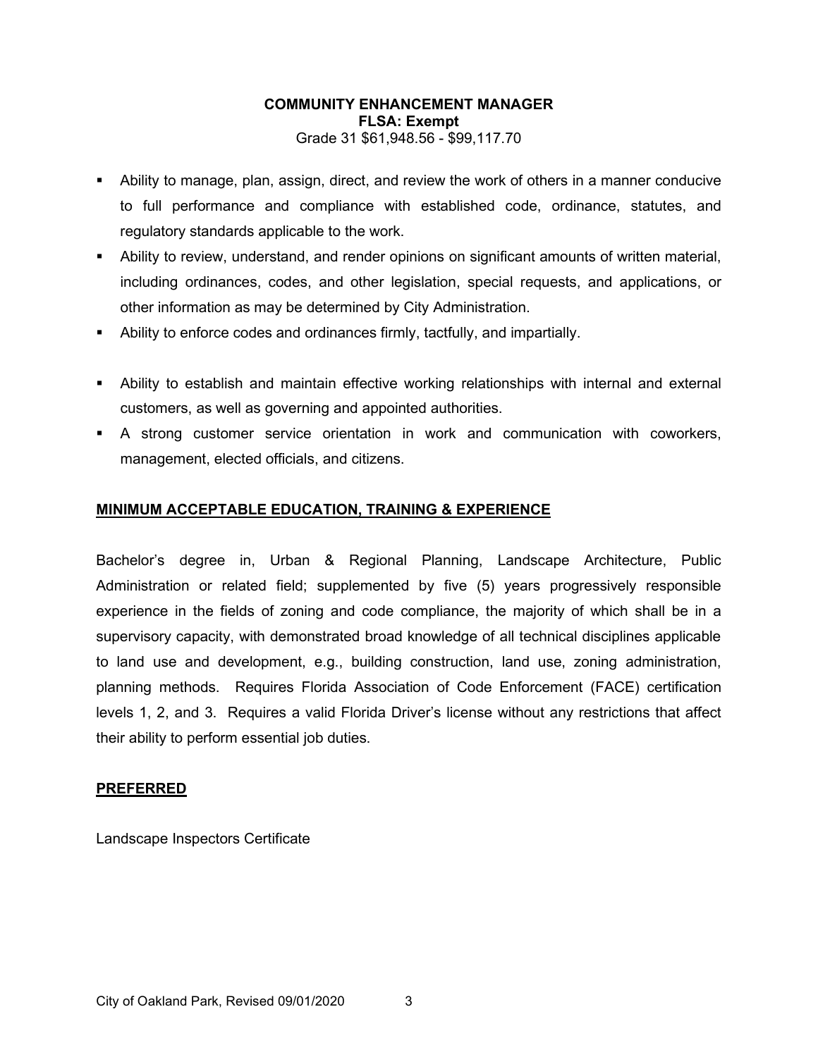**COMMUNITY ENHANCEMENT MANAGER**
**FLSA: Exempt**
Grade 31 $61,948.56 - $99,117.70

- Ability to manage, plan, assign, direct, and review the work of others in a manner conducive to full performance and compliance with established code, ordinance, statutes, and regulatory standards applicable to the work.
- Ability to review, understand, and render opinions on significant amounts of written material, including ordinances, codes, and other legislation, special requests, and applications, or other information as may be determined by City Administration.
- Ability to enforce codes and ordinances firmly, tactfully, and impartially.
- Ability to establish and maintain effective working relationships with internal and external customers, as well as governing and appointed authorities.
- A strong customer service orientation in work and communication with coworkers, management, elected officials, and citizens.

## MINIMUM ACCEPTABLE EDUCATION, TRAINING & EXPERIENCE

Bachelor's degree in, Urban & Regional Planning, Landscape Architecture, Public Administration or related field; supplemented by five (5) years progressively responsible experience in the fields of zoning and code compliance, the majority of which shall be in a supervisory capacity, with demonstrated broad knowledge of all technical disciplines applicable to land use and development, e.g., building construction, land use, zoning administration, planning methods. Requires Florida Association of Code Enforcement (FACE) certification levels 1, 2, and 3. Requires a valid Florida Driver's license without any restrictions that affect their ability to perform essential job duties.

## PREFERRED

Landscape Inspectors Certificate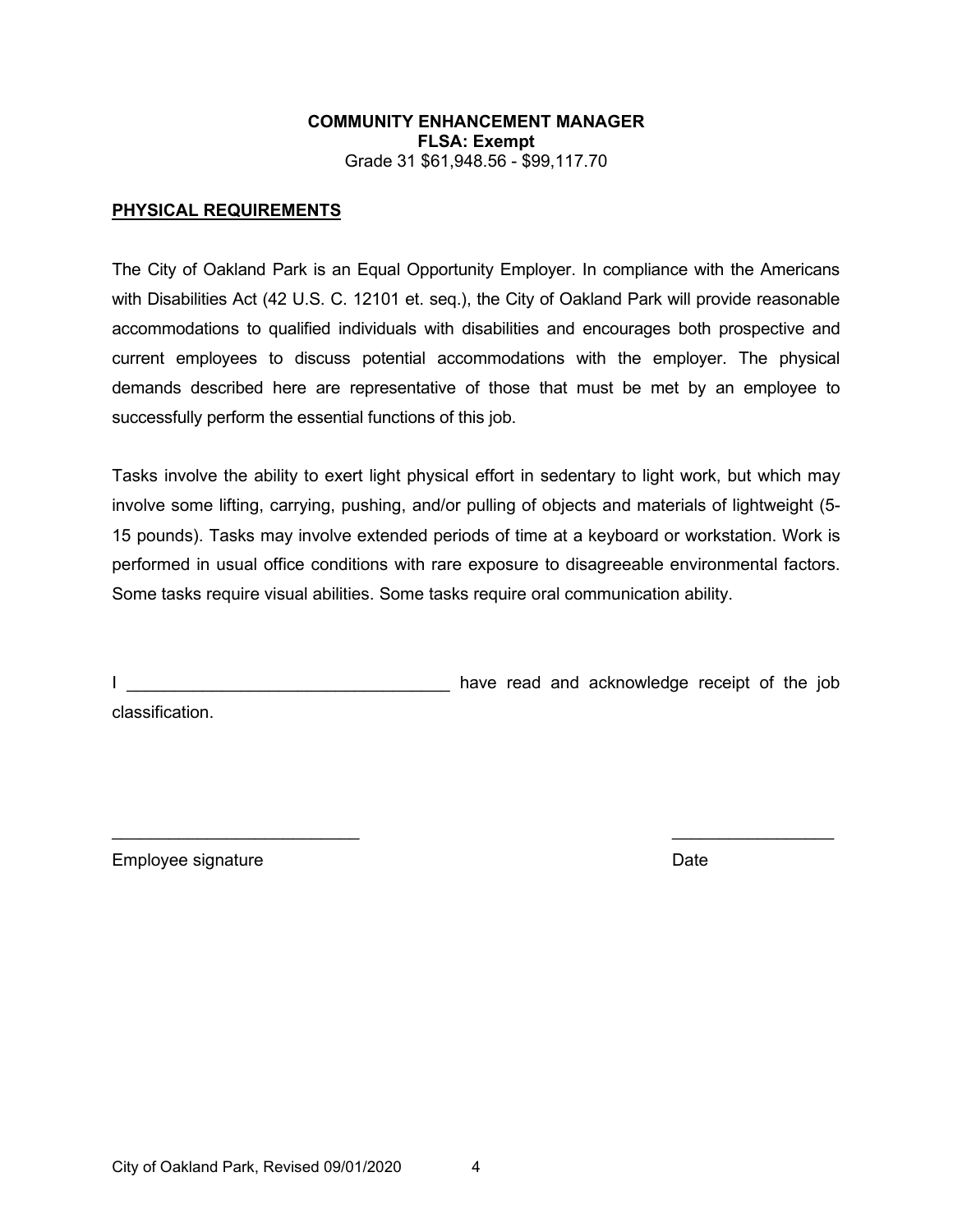**COMMUNITY ENHANCEMENT MANAGER**
**FLSA: Exempt**
Grade 31 $61,948.56 - $99,117.70

## PHYSICAL REQUIREMENTS

The City of Oakland Park is an Equal Opportunity Employer. In compliance with the Americans with Disabilities Act (42 U.S. C. 12101 et. seq.), the City of Oakland Park will provide reasonable accommodations to qualified individuals with disabilities and encourages both prospective and current employees to discuss potential accommodations with the employer. The physical demands described here are representative of those that must be met by an employee to successfully perform the essential functions of this job.

Tasks involve the ability to exert light physical effort in sedentary to light work, but which may involve some lifting, carrying, pushing, and/or pulling of objects and materials of lightweight (5-15 pounds). Tasks may involve extended periods of time at a keyboard or workstation. Work is performed in usual office conditions with rare exposure to disagreeable environmental factors. Some tasks require visual abilities. Some tasks require oral communication ability.

I __________________________________ have read and acknowledge receipt of the job classification.

__________________________ &nbsp;&nbsp;&nbsp;&nbsp;&nbsp;&nbsp;&nbsp;&nbsp;&nbsp;&nbsp;&nbsp;&nbsp;&nbsp;&nbsp;&nbsp;&nbsp; _________________

Employee signature &nbsp;&nbsp;&nbsp;&nbsp;&nbsp;&nbsp;&nbsp;&nbsp;&nbsp;&nbsp;&nbsp;&nbsp;&nbsp;&nbsp;&nbsp;&nbsp;&nbsp;&nbsp;&nbsp;&nbsp;&nbsp;&nbsp;&nbsp;&nbsp;&nbsp;&nbsp;&nbsp;&nbsp;&nbsp;&nbsp;&nbsp;&nbsp; Date